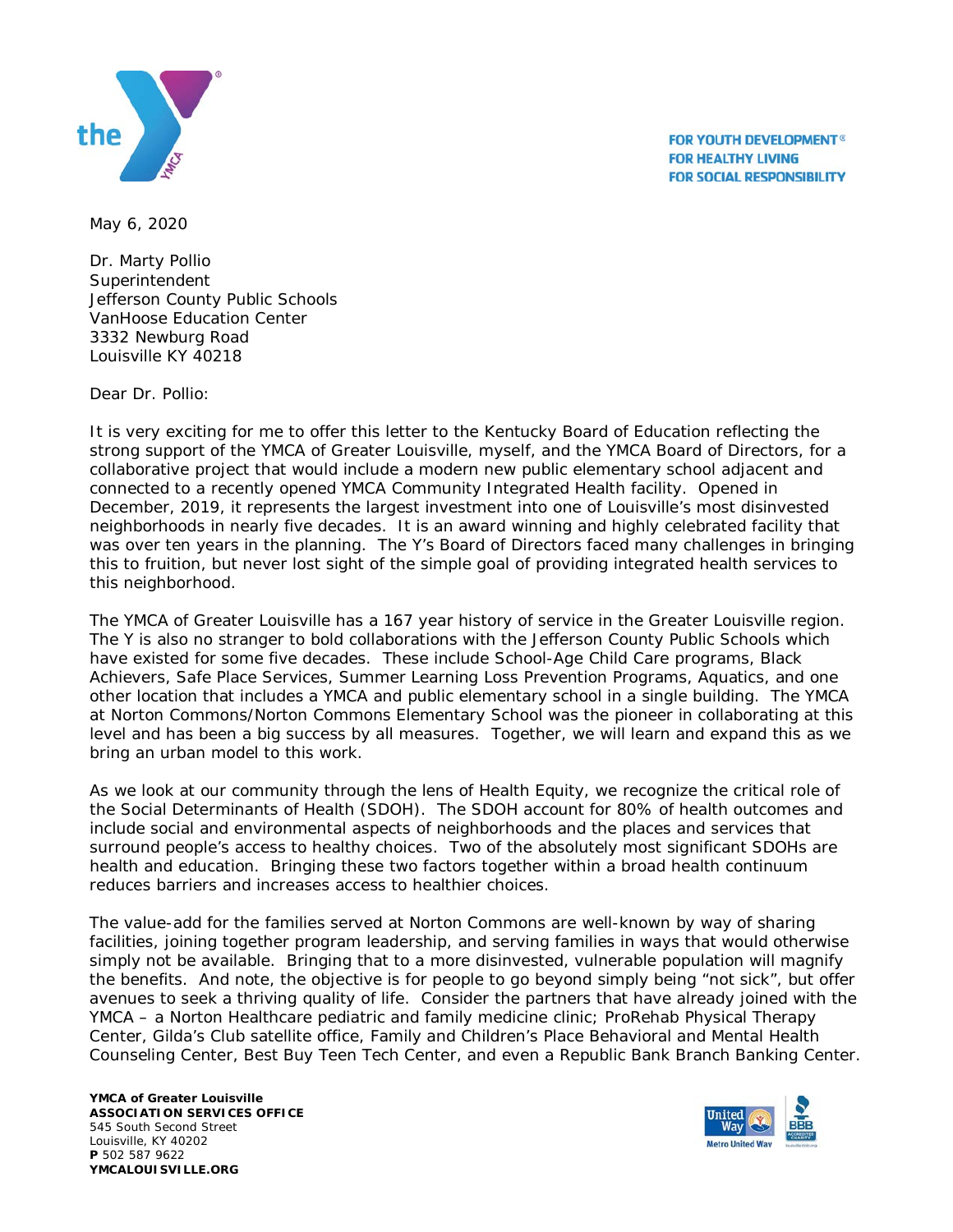FOR YOUTH DEVELOPMENT®
FOR HEALTHY LIVING
FOR SOCIAL RESPONSIBILITY

May 6, 2020

Dr. Marty Pollio
Superintendent
Jefferson County Public Schools
VanHoose Education Center
3332 Newburg Road
Louisville KY 40218

Dear Dr. Pollio:

It is very exciting for me to offer this letter to the Kentucky Board of Education reflecting the strong support of the YMCA of Greater Louisville, myself, and the YMCA Board of Directors, for a collaborative project that would include a modern new public elementary school adjacent and connected to a recently opened YMCA Community Integrated Health facility. Opened in December, 2019, it represents the largest investment into one of Louisville's most disinvested neighborhoods in nearly five decades. It is an award winning and highly celebrated facility that was over ten years in the planning. The Y's Board of Directors faced many challenges in bringing this to fruition, but never lost sight of the simple goal of providing integrated health services to this neighborhood.

The YMCA of Greater Louisville has a 167 year history of service in the Greater Louisville region. The Y is also no stranger to bold collaborations with the Jefferson County Public Schools which have existed for some five decades. These include School-Age Child Care programs, Black Achievers, Safe Place Services, Summer Learning Loss Prevention Programs, Aquatics, and one other location that includes a YMCA and public elementary school in a single building. The YMCA at Norton Commons/Norton Commons Elementary School was the pioneer in collaborating at this level and has been a big success by all measures. Together, we will learn and expand this as we bring an urban model to this work.

As we look at our community through the lens of Health Equity, we recognize the critical role of the Social Determinants of Health (SDOH). The SDOH account for 80% of health outcomes and include social and environmental aspects of neighborhoods and the places and services that surround people's access to healthy choices. Two of the absolutely most significant SDOHs are health and education. Bringing these two factors together within a broad health continuum reduces barriers and increases access to healthier choices.

The value-add for the families served at Norton Commons are well-known by way of sharing facilities, joining together program leadership, and serving families in ways that would otherwise simply not be available. Bringing that to a more disinvested, vulnerable population will magnify the benefits. And note, the objective is for people to go beyond simply being "not sick", but offer avenues to seek a thriving quality of life. Consider the partners that have already joined with the YMCA – a Norton Healthcare pediatric and family medicine clinic; ProRehab Physical Therapy Center, Gilda's Club satellite office, Family and Children's Place Behavioral and Mental Health Counseling Center, Best Buy Teen Tech Center, and even a Republic Bank Branch Banking Center.

**YMCA of Greater Louisville**
**ASSOCIATION SERVICES OFFICE**
545 South Second Street
Louisville, KY 40202
**P** 502 587 9622
**YMCALOUISVILLE.ORG**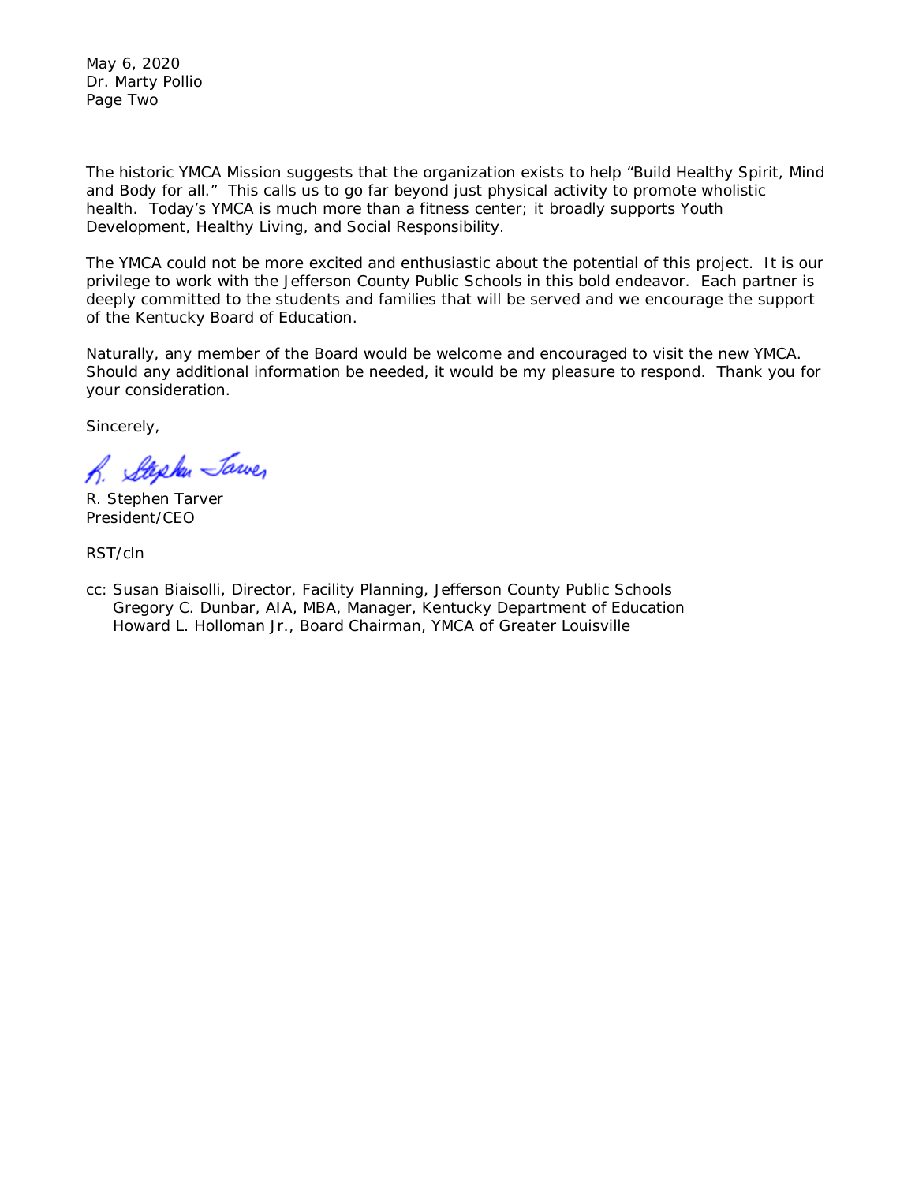The historic YMCA Mission suggests that the organization exists to help "Build Healthy Spirit, Mind and Body for all." This calls us to go far beyond just physical activity to promote wholistic health. Today's YMCA is much more than a fitness center; it broadly supports Youth Development, Healthy Living, and Social Responsibility.

The YMCA could not be more excited and enthusiastic about the potential of this project. It is our privilege to work with the Jefferson County Public Schools in this bold endeavor. Each partner is deeply committed to the students and families that will be served and we encourage the support of the Kentucky Board of Education.

Naturally, any member of the Board would be welcome and encouraged to visit the new YMCA. Should any additional information be needed, it would be my pleasure to respond. Thank you for your consideration.

Sincerely,

R. Stephen Tarver

R. Stephen Tarver
President/CEO

RST/cln

cc: Susan Biaisolli, Director, Facility Planning, Jefferson County Public Schools
Gregory C. Dunbar, AIA, MBA, Manager, Kentucky Department of Education
Howard L. Holloman Jr., Board Chairman, YMCA of Greater Louisville